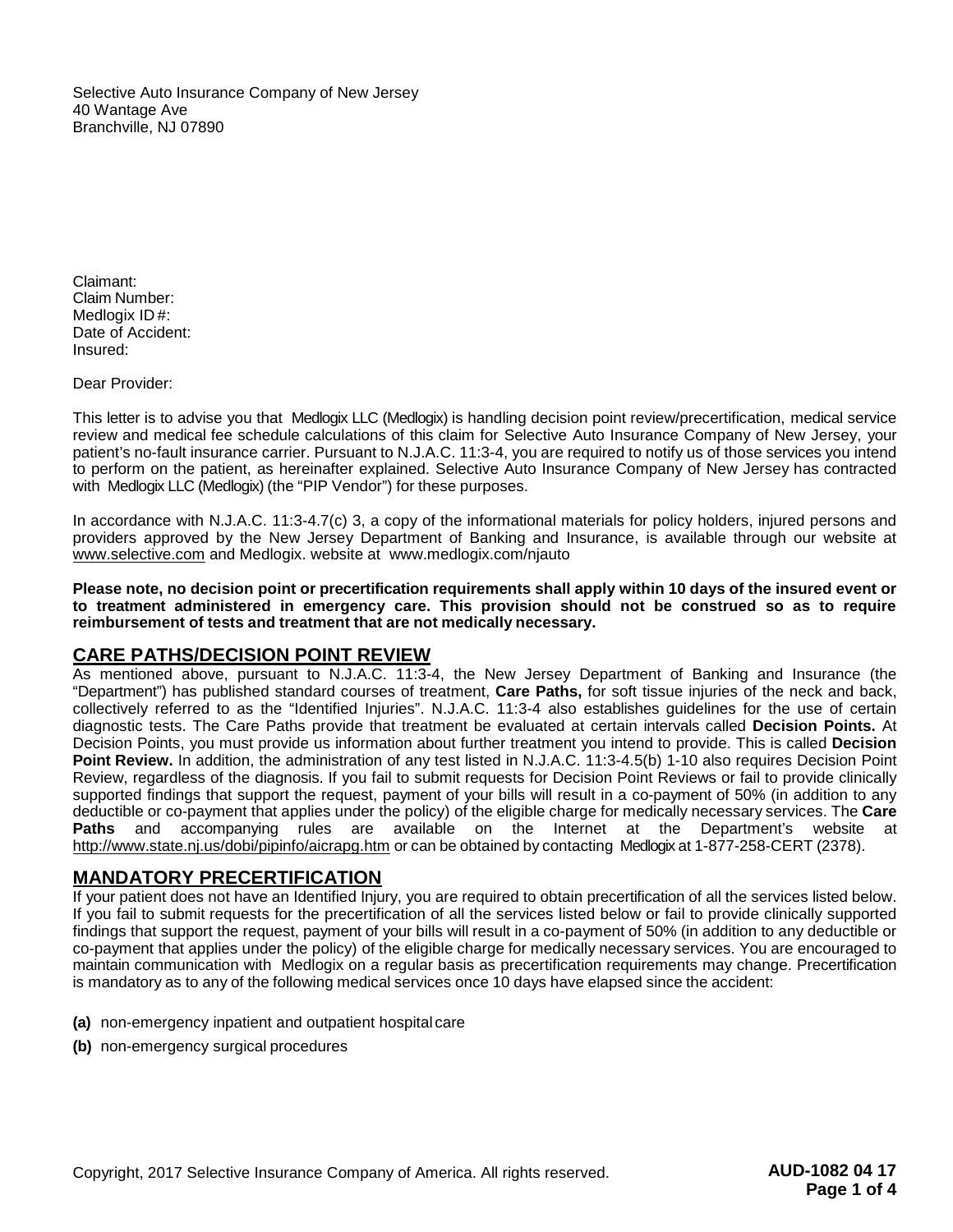Selective Auto Insurance Company of New Jersey
40 Wantage Ave
Branchville, NJ 07890

Claimant:
Claim Number:
Medlogix ID #:
Date of Accident:
Insured:

Dear Provider:

This letter is to advise you that Medlogix LLC (Medlogix) is handling decision point review/precertification, medical service review and medical fee schedule calculations of this claim for Selective Auto Insurance Company of New Jersey, your patient's no-fault insurance carrier. Pursuant to N.J.A.C. 11:3-4, you are required to notify us of those services you intend to perform on the patient, as hereinafter explained. Selective Auto Insurance Company of New Jersey has contracted with Medlogix LLC (Medlogix) (the "PIP Vendor") for these purposes.

In accordance with N.J.A.C. 11:3-4.7(c) 3, a copy of the informational materials for policy holders, injured persons and providers approved by the New Jersey Department of Banking and Insurance, is available through our website at www.selective.com and Medlogix. website at www.medlogix.com/njauto

**Please note, no decision point or precertification requirements shall apply within 10 days of the insured event or to treatment administered in emergency care. This provision should not be construed so as to require reimbursement of tests and treatment that are not medically necessary.**

## CARE PATHS/DECISION POINT REVIEW

As mentioned above, pursuant to N.J.A.C. 11:3-4, the New Jersey Department of Banking and Insurance (the "Department") has published standard courses of treatment, **Care Paths,** for soft tissue injuries of the neck and back, collectively referred to as the "Identified Injuries". N.J.A.C. 11:3-4 also establishes guidelines for the use of certain diagnostic tests. The Care Paths provide that treatment be evaluated at certain intervals called **Decision Points.** At Decision Points, you must provide us information about further treatment you intend to provide. This is called **Decision Point Review.** In addition, the administration of any test listed in N.J.A.C. 11:3-4.5(b) 1-10 also requires Decision Point Review, regardless of the diagnosis. If you fail to submit requests for Decision Point Reviews or fail to provide clinically supported findings that support the request, payment of your bills will result in a co-payment of 50% (in addition to any deductible or co-payment that applies under the policy) of the eligible charge for medically necessary services. The **Care Paths** and accompanying rules are available on the Internet at the Department's website at http://www.state.nj.us/dobi/pipinfo/aicrapg.htm or can be obtained by contacting Medlogix at 1-877-258-CERT (2378).

## MANDATORY PRECERTIFICATION

If your patient does not have an Identified Injury, you are required to obtain precertification of all the services listed below. If you fail to submit requests for the precertification of all the services listed below or fail to provide clinically supported findings that support the request, payment of your bills will result in a co-payment of 50% (in addition to any deductible or co-payment that applies under the policy) of the eligible charge for medically necessary services. You are encouraged to maintain communication with Medlogix on a regular basis as precertification requirements may change. Precertification is mandatory as to any of the following medical services once 10 days have elapsed since the accident:

**(a)** non-emergency inpatient and outpatient hospital care

**(b)** non-emergency surgical procedures

Copyright, 2017 Selective Insurance Company of America. All rights reserved. **AUD-1082 04 17**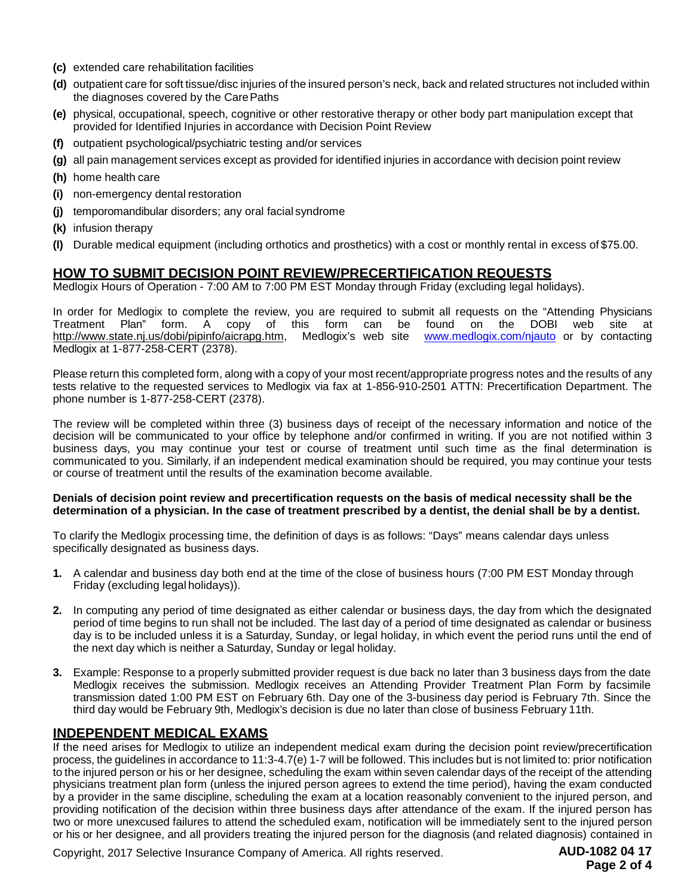- **(c)** extended care rehabilitation facilities
- **(d)** outpatient care for soft tissue/disc injuries of the insured person's neck, back and related structures not included within the diagnoses covered by the Care Paths
- **(e)** physical, occupational, speech, cognitive or other restorative therapy or other body part manipulation except that provided for Identified Injuries in accordance with Decision Point Review
- **(f)** outpatient psychological/psychiatric testing and/or services
- **(g)** all pain management services except as provided for identified injuries in accordance with decision point review
- **(h)** home health care
- **(i)** non-emergency dental restoration
- **(j)** temporomandibular disorders; any oral facial syndrome
- **(k)** infusion therapy
- **(l)** Durable medical equipment (including orthotics and prosthetics) with a cost or monthly rental in excess of $75.00.

## HOW TO SUBMIT DECISION POINT REVIEW/PRECERTIFICATION REQUESTS

Medlogix Hours of Operation - 7:00 AM to 7:00 PM EST Monday through Friday (excluding legal holidays).

In order for Medlogix to complete the review, you are required to submit all requests on the "Attending Physicians Treatment Plan" form. A copy of this form can be found on the DOBI web site at http://www.state.nj.us/dobi/pipinfo/aicrapg.htm, Medlogix's web site www.medlogix.com/njauto or by contacting Medlogix at 1-877-258-CERT (2378).

Please return this completed form, along with a copy of your most recent/appropriate progress notes and the results of any tests relative to the requested services to Medlogix via fax at 1-856-910-2501 ATTN: Precertification Department. The phone number is 1-877-258-CERT (2378).

The review will be completed within three (3) business days of receipt of the necessary information and notice of the decision will be communicated to your office by telephone and/or confirmed in writing. If you are not notified within 3 business days, you may continue your test or course of treatment until such time as the final determination is communicated to you. Similarly, if an independent medical examination should be required, you may continue your tests or course of treatment until the results of the examination become available.

**Denials of decision point review and precertification requests on the basis of medical necessity shall be the determination of a physician. In the case of treatment prescribed by a dentist, the denial shall be by a dentist.**

To clarify the Medlogix processing time, the definition of days is as follows: "Days" means calendar days unless specifically designated as business days.

1. A calendar and business day both end at the time of the close of business hours (7:00 PM EST Monday through Friday (excluding legal holidays)).

2. In computing any period of time designated as either calendar or business days, the day from which the designated period of time begins to run shall not be included. The last day of a period of time designated as calendar or business day is to be included unless it is a Saturday, Sunday, or legal holiday, in which event the period runs until the end of the next day which is neither a Saturday, Sunday or legal holiday.

3. Example: Response to a properly submitted provider request is due back no later than 3 business days from the date Medlogix receives the submission. Medlogix receives an Attending Provider Treatment Plan Form by facsimile transmission dated 1:00 PM EST on February 6th. Day one of the 3-business day period is February 7th. Since the third day would be February 9th, Medlogix's decision is due no later than close of business February 11th.

## INDEPENDENT MEDICAL EXAMS

If the need arises for Medlogix to utilize an independent medical exam during the decision point review/precertification process, the guidelines in accordance to 11:3-4.7(e) 1-7 will be followed. This includes but is not limited to: prior notification to the injured person or his or her designee, scheduling the exam within seven calendar days of the receipt of the attending physicians treatment plan form (unless the injured person agrees to extend the time period), having the exam conducted by a provider in the same discipline, scheduling the exam at a location reasonably convenient to the injured person, and providing notification of the decision within three business days after attendance of the exam. If the injured person has two or more unexcused failures to attend the scheduled exam, notification will be immediately sent to the injured person or his or her designee, and all providers treating the injured person for the diagnosis (and related diagnosis) contained in

Copyright, 2017 Selective Insurance Company of America. All rights reserved. **AUD-1082 04 17**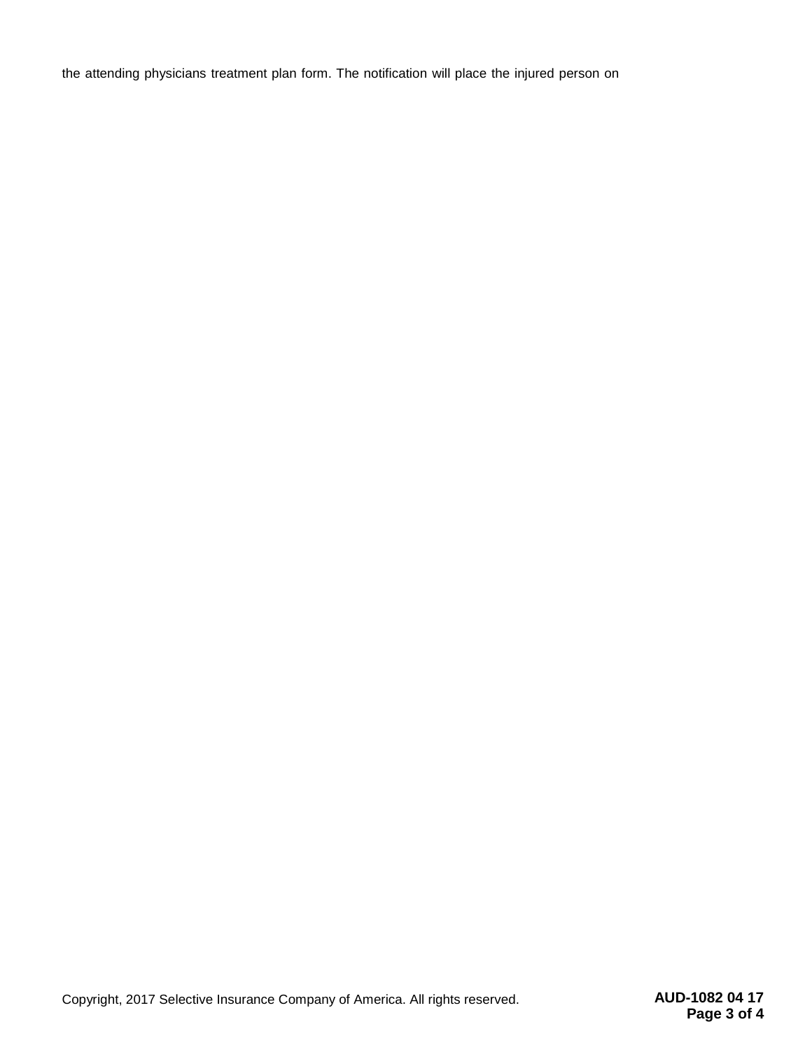the attending physicians treatment plan form. The notification will place the injured person on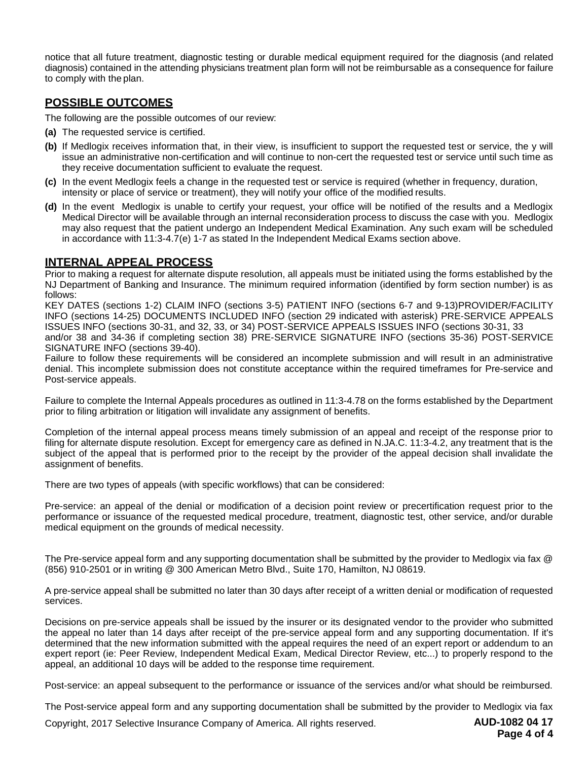notice that all future treatment, diagnostic testing or durable medical equipment required for the diagnosis (and related diagnosis) contained in the attending physicians treatment plan form will not be reimbursable as a consequence for failure to comply with the plan.

## POSSIBLE OUTCOMES

The following are the possible outcomes of our review:

**(a)** The requested service is certified.

**(b)** If Medlogix receives information that, in their view, is insufficient to support the requested test or service, the y will issue an administrative non-certification and will continue to non-cert the requested test or service until such time as they receive documentation sufficient to evaluate the request.

**(c)** In the event Medlogix feels a change in the requested test or service is required (whether in frequency, duration, intensity or place of service or treatment), they will notify your office of the modified results.

**(d)** In the event Medlogix is unable to certify your request, your office will be notified of the results and a Medlogix Medical Director will be available through an internal reconsideration process to discuss the case with you. Medlogix may also request that the patient undergo an Independent Medical Examination. Any such exam will be scheduled in accordance with 11:3-4.7(e) 1-7 as stated In the Independent Medical Exams section above.

## INTERNAL APPEAL PROCESS

Prior to making a request for alternate dispute resolution, all appeals must be initiated using the forms established by the NJ Department of Banking and Insurance. The minimum required information (identified by form section number) is as follows:

KEY DATES (sections 1-2) CLAIM INFO (sections 3-5) PATIENT INFO (sections 6-7 and 9-13)PROVIDER/FACILITY INFO (sections 14-25) DOCUMENTS INCLUDED INFO (section 29 indicated with asterisk) PRE-SERVICE APPEALS ISSUES INFO (sections 30-31, and 32, 33, or 34) POST-SERVICE APPEALS ISSUES INFO (sections 30-31, 33 and/or 38 and 34-36 if completing section 38) PRE-SERVICE SIGNATURE INFO (sections 35-36) POST-SERVICE SIGNATURE INFO (sections 39-40).

Failure to follow these requirements will be considered an incomplete submission and will result in an administrative denial. This incomplete submission does not constitute acceptance within the required timeframes for Pre-service and Post-service appeals.

Failure to complete the Internal Appeals procedures as outlined in 11:3-4.78 on the forms established by the Department prior to filing arbitration or litigation will invalidate any assignment of benefits.

Completion of the internal appeal process means timely submission of an appeal and receipt of the response prior to filing for alternate dispute resolution. Except for emergency care as defined in N.JA.C. 11:3-4.2, any treatment that is the subject of the appeal that is performed prior to the receipt by the provider of the appeal decision shall invalidate the assignment of benefits.

There are two types of appeals (with specific workflows) that can be considered:

Pre-service: an appeal of the denial or modification of a decision point review or precertification request prior to the performance or issuance of the requested medical procedure, treatment, diagnostic test, other service, and/or durable medical equipment on the grounds of medical necessity.

The Pre-service appeal form and any supporting documentation shall be submitted by the provider to Medlogix via fax @ (856) 910-2501 or in writing @ 300 American Metro Blvd., Suite 170, Hamilton, NJ 08619.

A pre-service appeal shall be submitted no later than 30 days after receipt of a written denial or modification of requested services.

Decisions on pre-service appeals shall be issued by the insurer or its designated vendor to the provider who submitted the appeal no later than 14 days after receipt of the pre-service appeal form and any supporting documentation. If it's determined that the new information submitted with the appeal requires the need of an expert report or addendum to an expert report (ie: Peer Review, Independent Medical Exam, Medical Director Review, etc...) to properly respond to the appeal, an additional 10 days will be added to the response time requirement.

Post-service: an appeal subsequent to the performance or issuance of the services and/or what should be reimbursed.

The Post-service appeal form and any supporting documentation shall be submitted by the provider to Medlogix via fax

Copyright, 2017 Selective Insurance Company of America. All rights reserved. **AUD-1082 04 17**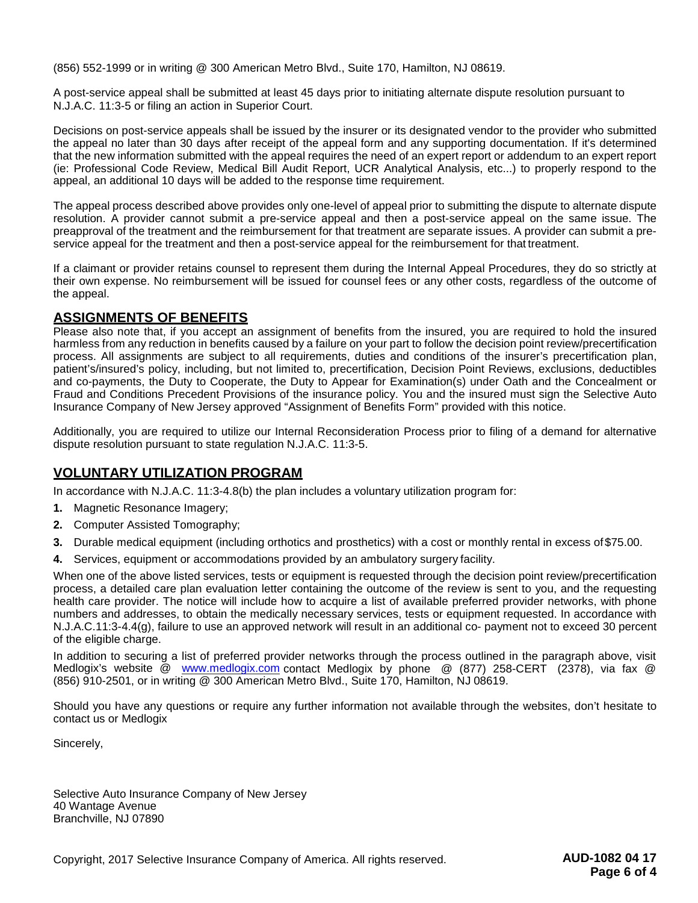(856) 552-1999 or in writing @ 300 American Metro Blvd., Suite 170, Hamilton, NJ 08619.

A post-service appeal shall be submitted at least 45 days prior to initiating alternate dispute resolution pursuant to N.J.A.C. 11:3-5 or filing an action in Superior Court.

Decisions on post-service appeals shall be issued by the insurer or its designated vendor to the provider who submitted the appeal no later than 30 days after receipt of the appeal form and any supporting documentation. If it's determined that the new information submitted with the appeal requires the need of an expert report or addendum to an expert report (ie: Professional Code Review, Medical Bill Audit Report, UCR Analytical Analysis, etc...) to properly respond to the appeal, an additional 10 days will be added to the response time requirement.

The appeal process described above provides only one-level of appeal prior to submitting the dispute to alternate dispute resolution. A provider cannot submit a pre-service appeal and then a post-service appeal on the same issue. The preapproval of the treatment and the reimbursement for that treatment are separate issues. A provider can submit a pre-service appeal for the treatment and then a post-service appeal for the reimbursement for that treatment.

If a claimant or provider retains counsel to represent them during the Internal Appeal Procedures, they do so strictly at their own expense. No reimbursement will be issued for counsel fees or any other costs, regardless of the outcome of the appeal.

## ASSIGNMENTS OF BENEFITS

Please also note that, if you accept an assignment of benefits from the insured, you are required to hold the insured harmless from any reduction in benefits caused by a failure on your part to follow the decision point review/precertification process. All assignments are subject to all requirements, duties and conditions of the insurer's precertification plan, patient's/insured's policy, including, but not limited to, precertification, Decision Point Reviews, exclusions, deductibles and co-payments, the Duty to Cooperate, the Duty to Appear for Examination(s) under Oath and the Concealment or Fraud and Conditions Precedent Provisions of the insurance policy. You and the insured must sign the Selective Auto Insurance Company of New Jersey approved "Assignment of Benefits Form" provided with this notice.

Additionally, you are required to utilize our Internal Reconsideration Process prior to filing of a demand for alternative dispute resolution pursuant to state regulation N.J.A.C. 11:3-5.

## VOLUNTARY UTILIZATION PROGRAM

In accordance with N.J.A.C. 11:3-4.8(b) the plan includes a voluntary utilization program for:

1. Magnetic Resonance Imagery;
2. Computer Assisted Tomography;
3. Durable medical equipment (including orthotics and prosthetics) with a cost or monthly rental in excess of $75.00.
4. Services, equipment or accommodations provided by an ambulatory surgery facility.

When one of the above listed services, tests or equipment is requested through the decision point review/precertification process, a detailed care plan evaluation letter containing the outcome of the review is sent to you, and the requesting health care provider. The notice will include how to acquire a list of available preferred provider networks, with phone numbers and addresses, to obtain the medically necessary services, tests or equipment requested. In accordance with N.J.A.C.11:3-4.4(g), failure to use an approved network will result in an additional co- payment not to exceed 30 percent of the eligible charge.

In addition to securing a list of preferred provider networks through the process outlined in the paragraph above, visit Medlogix's website @ www.medlogix.com contact Medlogix by phone @ (877) 258-CERT (2378), via fax @ (856) 910-2501, or in writing @ 300 American Metro Blvd., Suite 170, Hamilton, NJ 08619.

Should you have any questions or require any further information not available through the websites, don't hesitate to contact us or Medlogix

Sincerely,

Selective Auto Insurance Company of New Jersey
40 Wantage Avenue
Branchville, NJ 07890

Copyright, 2017 Selective Insurance Company of America. All rights reserved.

**AUD-1082 04 17**